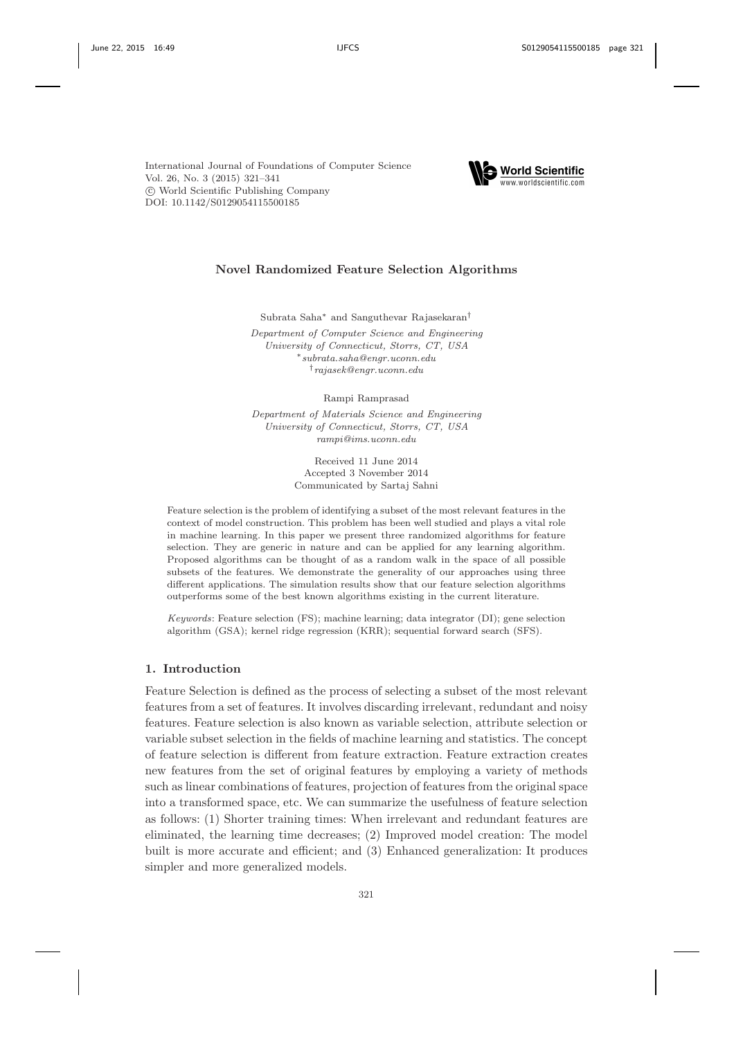International Journal of Foundations of Computer Science
Vol. 26, No. 3 (2015) 321–341
© World Scientific Publishing Company
DOI: 10.1142/S0129054115500185

# Novel Randomized Feature Selection Algorithms

Subrata Saha[*] and Sanguthevar Rajasekaran[†]

*Department of Computer Science and Engineering*
*University of Connecticut, Storrs, CT, USA*
[*] *subrata.saha@engr.uconn.edu*
[†] *rajasek@engr.uconn.edu*

Rampi Ramprasad

*Department of Materials Science and Engineering*
*University of Connecticut, Storrs, CT, USA*
*rampi@ims.uconn.edu*

Received 11 June 2014
Accepted 3 November 2014
Communicated by Sartaj Sahni

Feature selection is the problem of identifying a subset of the most relevant features in the context of model construction. This problem has been well studied and plays a vital role in machine learning. In this paper we present three randomized algorithms for feature selection. They are generic in nature and can be applied for any learning algorithm. Proposed algorithms can be thought of as a random walk in the space of all possible subsets of the features. We demonstrate the generality of our approaches using three different applications. The simulation results show that our feature selection algorithms outperforms some of the best known algorithms existing in the current literature.

*Keywords*: Feature selection (FS); machine learning; data integrator (DI); gene selection algorithm (GSA); kernel ridge regression (KRR); sequential forward search (SFS).

## 1. Introduction

Feature Selection is defined as the process of selecting a subset of the most relevant features from a set of features. It involves discarding irrelevant, redundant and noisy features. Feature selection is also known as variable selection, attribute selection or variable subset selection in the fields of machine learning and statistics. The concept of feature selection is different from feature extraction. Feature extraction creates new features from the set of original features by employing a variety of methods such as linear combinations of features, projection of features from the original space into a transformed space, etc. We can summarize the usefulness of feature selection as follows: (1) Shorter training times: When irrelevant and redundant features are eliminated, the learning time decreases; (2) Improved model creation: The model built is more accurate and efficient; and (3) Enhanced generalization: It produces simpler and more generalized models.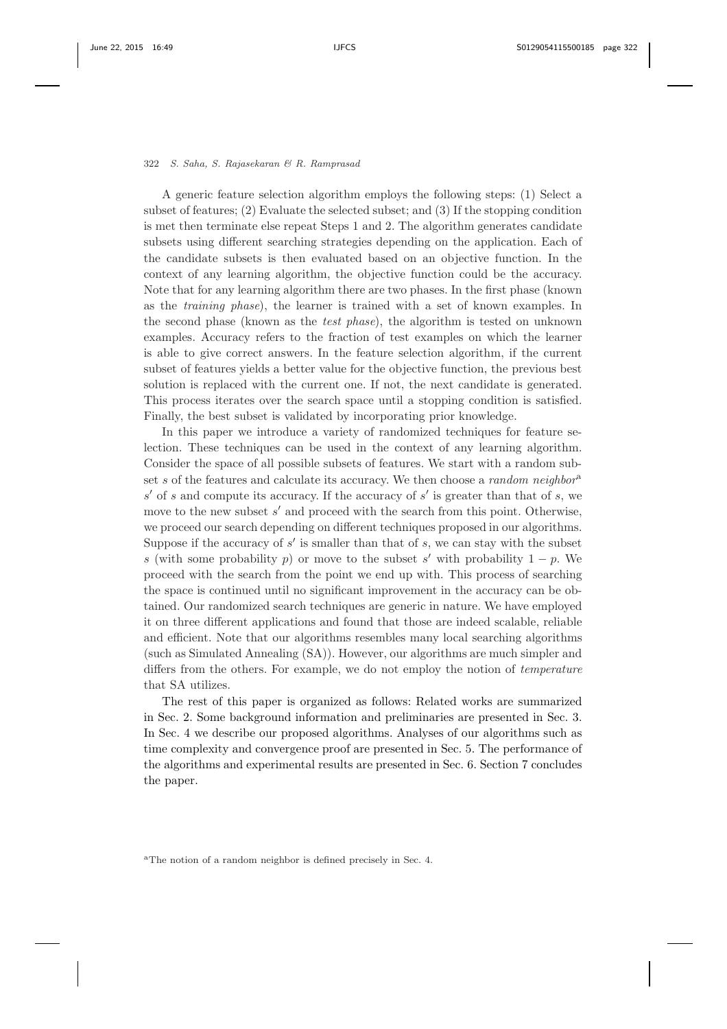A generic feature selection algorithm employs the following steps: (1) Select a subset of features; (2) Evaluate the selected subset; and (3) If the stopping condition is met then terminate else repeat Steps 1 and 2. The algorithm generates candidate subsets using different searching strategies depending on the application. Each of the candidate subsets is then evaluated based on an objective function. In the context of any learning algorithm, the objective function could be the accuracy. Note that for any learning algorithm there are two phases. In the first phase (known as the *training phase*), the learner is trained with a set of known examples. In the second phase (known as the *test phase*), the algorithm is tested on unknown examples. Accuracy refers to the fraction of test examples on which the learner is able to give correct answers. In the feature selection algorithm, if the current subset of features yields a better value for the objective function, the previous best solution is replaced with the current one. If not, the next candidate is generated. This process iterates over the search space until a stopping condition is satisfied. Finally, the best subset is validated by incorporating prior knowledge.

In this paper we introduce a variety of randomized techniques for feature selection. These techniques can be used in the context of any learning algorithm. Consider the space of all possible subsets of features. We start with a random subset $s$ of the features and calculate its accuracy. We then choose a *random neighbor*[a] $s'$ of $s$ and compute its accuracy. If the accuracy of $s'$ is greater than that of $s$, we move to the new subset $s'$ and proceed with the search from this point. Otherwise, we proceed our search depending on different techniques proposed in our algorithms. Suppose if the accuracy of $s'$ is smaller than that of $s$, we can stay with the subset $s$ (with some probability $p$) or move to the subset $s'$ with probability $1 - p$. We proceed with the search from the point we end up with. This process of searching the space is continued until no significant improvement in the accuracy can be obtained. Our randomized search techniques are generic in nature. We have employed it on three different applications and found that those are indeed scalable, reliable and efficient. Note that our algorithms resembles many local searching algorithms (such as Simulated Annealing (SA)). However, our algorithms are much simpler and differs from the others. For example, we do not employ the notion of *temperature* that SA utilizes.

The rest of this paper is organized as follows: Related works are summarized in Sec. 2. Some background information and preliminaries are presented in Sec. 3. In Sec. 4 we describe our proposed algorithms. Analyses of our algorithms such as time complexity and convergence proof are presented in Sec. 5. The performance of the algorithms and experimental results are presented in Sec. 6. Section 7 concludes the paper.

[a] The notion of a random neighbor is defined precisely in Sec. 4.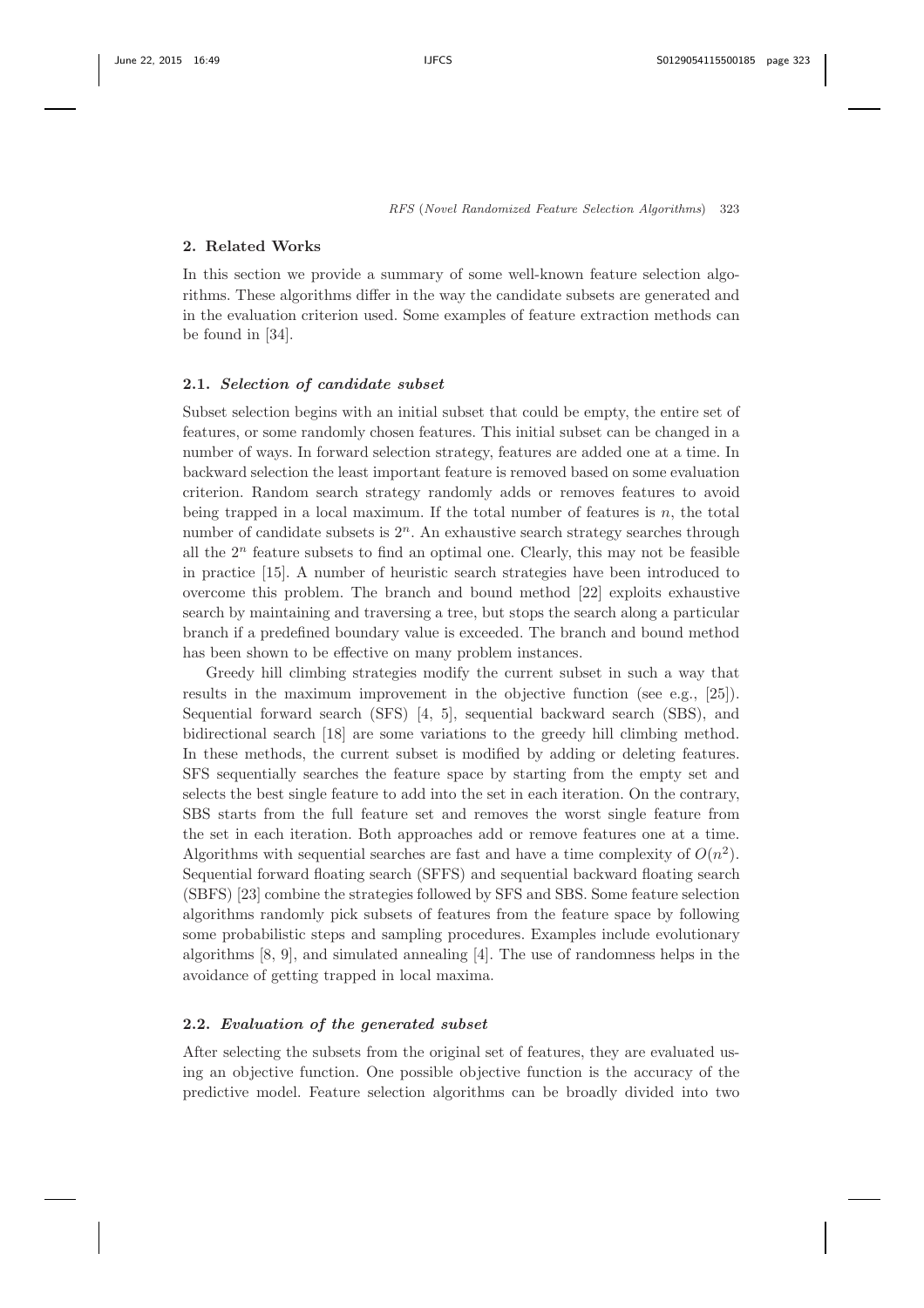## 2. Related Works

In this section we provide a summary of some well-known feature selection algorithms. These algorithms differ in the way the candidate subsets are generated and in the evaluation criterion used. Some examples of feature extraction methods can be found in [34].

### 2.1. *Selection of candidate subset*

Subset selection begins with an initial subset that could be empty, the entire set of features, or some randomly chosen features. This initial subset can be changed in a number of ways. In forward selection strategy, features are added one at a time. In backward selection the least important feature is removed based on some evaluation criterion. Random search strategy randomly adds or removes features to avoid being trapped in a local maximum. If the total number of features is $n$, the total number of candidate subsets is $2^n$. An exhaustive search strategy searches through all the $2^n$ feature subsets to find an optimal one. Clearly, this may not be feasible in practice [15]. A number of heuristic search strategies have been introduced to overcome this problem. The branch and bound method [22] exploits exhaustive search by maintaining and traversing a tree, but stops the search along a particular branch if a predefined boundary value is exceeded. The branch and bound method has been shown to be effective on many problem instances.

Greedy hill climbing strategies modify the current subset in such a way that results in the maximum improvement in the objective function (see e.g., [25]). Sequential forward search (SFS) [4, 5], sequential backward search (SBS), and bidirectional search [18] are some variations to the greedy hill climbing method. In these methods, the current subset is modified by adding or deleting features. SFS sequentially searches the feature space by starting from the empty set and selects the best single feature to add into the set in each iteration. On the contrary, SBS starts from the full feature set and removes the worst single feature from the set in each iteration. Both approaches add or remove features one at a time. Algorithms with sequential searches are fast and have a time complexity of $O(n^2)$. Sequential forward floating search (SFFS) and sequential backward floating search (SBFS) [23] combine the strategies followed by SFS and SBS. Some feature selection algorithms randomly pick subsets of features from the feature space by following some probabilistic steps and sampling procedures. Examples include evolutionary algorithms [8, 9], and simulated annealing [4]. The use of randomness helps in the avoidance of getting trapped in local maxima.

### 2.2. *Evaluation of the generated subset*

After selecting the subsets from the original set of features, they are evaluated using an objective function. One possible objective function is the accuracy of the predictive model. Feature selection algorithms can be broadly divided into two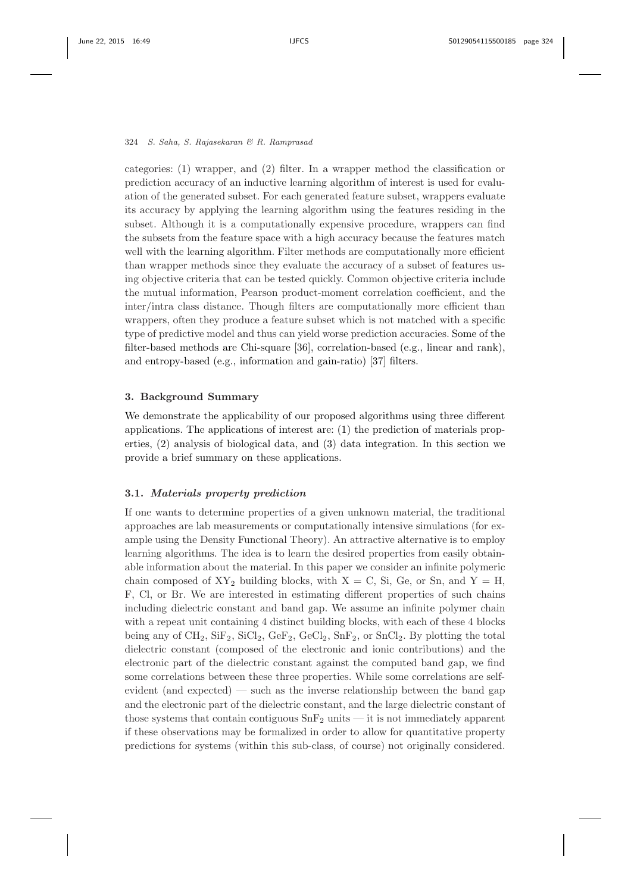categories: (1) wrapper, and (2) filter. In a wrapper method the classification or prediction accuracy of an inductive learning algorithm of interest is used for evaluation of the generated subset. For each generated feature subset, wrappers evaluate its accuracy by applying the learning algorithm using the features residing in the subset. Although it is a computationally expensive procedure, wrappers can find the subsets from the feature space with a high accuracy because the features match well with the learning algorithm. Filter methods are computationally more efficient than wrapper methods since they evaluate the accuracy of a subset of features using objective criteria that can be tested quickly. Common objective criteria include the mutual information, Pearson product-moment correlation coefficient, and the inter/intra class distance. Though filters are computationally more efficient than wrappers, often they produce a feature subset which is not matched with a specific type of predictive model and thus can yield worse prediction accuracies. Some of the filter-based methods are Chi-square [36], correlation-based (e.g., linear and rank), and entropy-based (e.g., information and gain-ratio) [37] filters.

## 3. Background Summary

We demonstrate the applicability of our proposed algorithms using three different applications. The applications of interest are: (1) the prediction of materials properties, (2) analysis of biological data, and (3) data integration. In this section we provide a brief summary on these applications.

### 3.1. *Materials property prediction*

If one wants to determine properties of a given unknown material, the traditional approaches are lab measurements or computationally intensive simulations (for example using the Density Functional Theory). An attractive alternative is to employ learning algorithms. The idea is to learn the desired properties from easily obtainable information about the material. In this paper we consider an infinite polymeric chain composed of $XY_2$ building blocks, with X = C, Si, Ge, or Sn, and Y = H, F, Cl, or Br. We are interested in estimating different properties of such chains including dielectric constant and band gap. We assume an infinite polymer chain with a repeat unit containing 4 distinct building blocks, with each of these 4 blocks being any of $CH_2$, $SiF_2$, $SiCl_2$, $GeF_2$, $GeCl_2$, $SnF_2$, or $SnCl_2$. By plotting the total dielectric constant (composed of the electronic and ionic contributions) and the electronic part of the dielectric constant against the computed band gap, we find some correlations between these three properties. While some correlations are self-evident (and expected) — such as the inverse relationship between the band gap and the electronic part of the dielectric constant, and the large dielectric constant of those systems that contain contiguous $SnF_2$ units — it is not immediately apparent if these observations may be formalized in order to allow for quantitative property predictions for systems (within this sub-class, of course) not originally considered.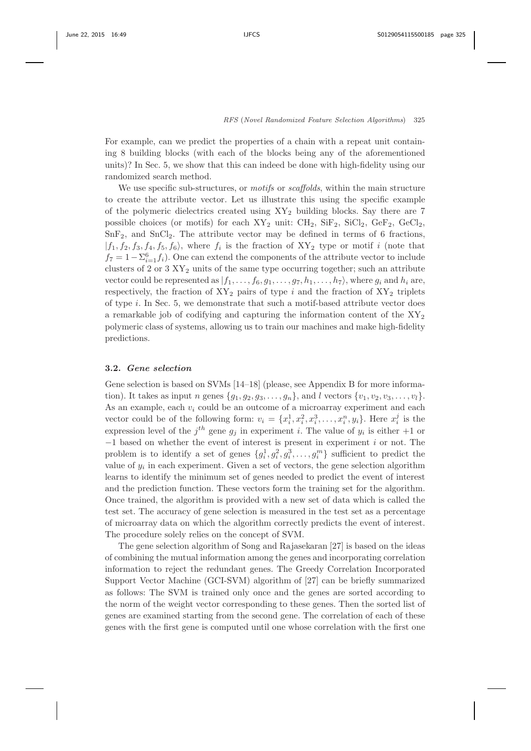For example, can we predict the properties of a chain with a repeat unit containing 8 building blocks (with each of the blocks being any of the aforementioned units)? In Sec. 5, we show that this can indeed be done with high-fidelity using our randomized search method.

We use specific sub-structures, or *motifs* or *scaffolds*, within the main structure to create the attribute vector. Let us illustrate this using the specific example of the polymeric dielectrics created using $XY_2$ building blocks. Say there are 7 possible choices (or motifs) for each $XY_2$ unit: $CH_2$, $SiF_2$, $SiCl_2$, $GeF_2$, $GeCl_2$, $SnF_2$, and $SnCl_2$. The attribute vector may be defined in terms of 6 fractions, $|f_1, f_2, f_3, f_4, f_5, f_6\rangle$, where $f_i$ is the fraction of $XY_2$ type or motif $i$ (note that $f_7 = 1 - \Sigma_{i=1}^{6} f_i$). One can extend the components of the attribute vector to include clusters of 2 or 3 $XY_2$ units of the same type occurring together; such an attribute vector could be represented as $|f_1, \ldots, f_6, g_1, \ldots, g_7, h_1, \ldots, h_7\rangle$, where $g_i$ and $h_i$ are, respectively, the fraction of $XY_2$ pairs of type $i$ and the fraction of $XY_2$ triplets of type $i$. In Sec. 5, we demonstrate that such a motif-based attribute vector does a remarkable job of codifying and capturing the information content of the $XY_2$ polymeric class of systems, allowing us to train our machines and make high-fidelity predictions.

### 3.2. *Gene selection*

Gene selection is based on SVMs [14–18] (please, see Appendix B for more information). It takes as input $n$ genes $\{g_1, g_2, g_3, \ldots, g_n\}$, and $l$ vectors $\{v_1, v_2, v_3, \ldots, v_l\}$. As an example, each $v_i$ could be an outcome of a microarray experiment and each vector could be of the following form: $v_i = \{x_i^1, x_i^2, x_i^3, \ldots, x_i^n, y_i\}$. Here $x_i^j$ is the expression level of the $j^{th}$ gene $g_j$ in experiment $i$. The value of $y_i$ is either $+1$ or $-1$ based on whether the event of interest is present in experiment $i$ or not. The problem is to identify a set of genes $\{g_i^1, g_i^2, g_i^3, \ldots, g_i^m\}$ sufficient to predict the value of $y_i$ in each experiment. Given a set of vectors, the gene selection algorithm learns to identify the minimum set of genes needed to predict the event of interest and the prediction function. These vectors form the training set for the algorithm. Once trained, the algorithm is provided with a new set of data which is called the test set. The accuracy of gene selection is measured in the test set as a percentage of microarray data on which the algorithm correctly predicts the event of interest. The procedure solely relies on the concept of SVM.

The gene selection algorithm of Song and Rajasekaran [27] is based on the ideas of combining the mutual information among the genes and incorporating correlation information to reject the redundant genes. The Greedy Correlation Incorporated Support Vector Machine (GCI-SVM) algorithm of [27] can be briefly summarized as follows: The SVM is trained only once and the genes are sorted according to the norm of the weight vector corresponding to these genes. Then the sorted list of genes are examined starting from the second gene. The correlation of each of these genes with the first gene is computed until one whose correlation with the first one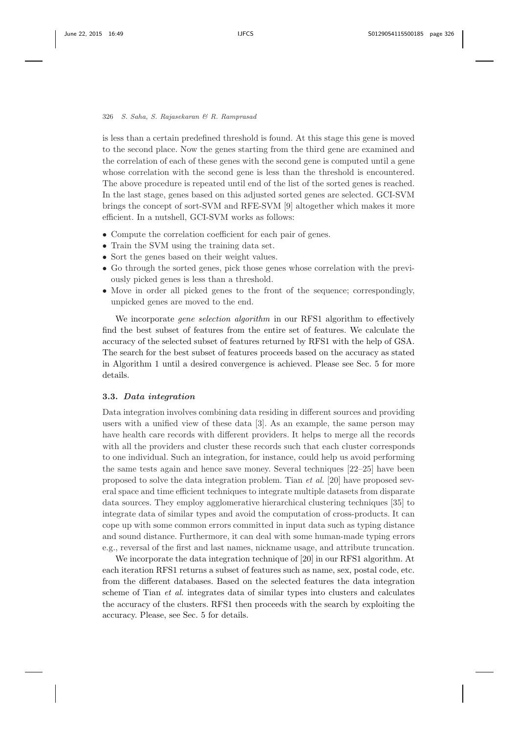is less than a certain predefined threshold is found. At this stage this gene is moved to the second place. Now the genes starting from the third gene are examined and the correlation of each of these genes with the second gene is computed until a gene whose correlation with the second gene is less than the threshold is encountered. The above procedure is repeated until end of the list of the sorted genes is reached. In the last stage, genes based on this adjusted sorted genes are selected. GCI-SVM brings the concept of sort-SVM and RFE-SVM [9] altogether which makes it more efficient. In a nutshell, GCI-SVM works as follows:

- Compute the correlation coefficient for each pair of genes.
- Train the SVM using the training data set.
- Sort the genes based on their weight values.
- Go through the sorted genes, pick those genes whose correlation with the previously picked genes is less than a threshold.
- Move in order all picked genes to the front of the sequence; correspondingly, unpicked genes are moved to the end.

We incorporate *gene selection algorithm* in our RFS1 algorithm to effectively find the best subset of features from the entire set of features. We calculate the accuracy of the selected subset of features returned by RFS1 with the help of GSA. The search for the best subset of features proceeds based on the accuracy as stated in Algorithm 1 until a desired convergence is achieved. Please see Sec. 5 for more details.

### 3.3. *Data integration*

Data integration involves combining data residing in different sources and providing users with a unified view of these data [3]. As an example, the same person may have health care records with different providers. It helps to merge all the records with all the providers and cluster these records such that each cluster corresponds to one individual. Such an integration, for instance, could help us avoid performing the same tests again and hence save money. Several techniques [22–25] have been proposed to solve the data integration problem. Tian *et al.* [20] have proposed several space and time efficient techniques to integrate multiple datasets from disparate data sources. They employ agglomerative hierarchical clustering techniques [35] to integrate data of similar types and avoid the computation of cross-products. It can cope up with some common errors committed in input data such as typing distance and sound distance. Furthermore, it can deal with some human-made typing errors e.g., reversal of the first and last names, nickname usage, and attribute truncation.

We incorporate the data integration technique of [20] in our RFS1 algorithm. At each iteration RFS1 returns a subset of features such as name, sex, postal code, etc. from the different databases. Based on the selected features the data integration scheme of Tian *et al.* integrates data of similar types into clusters and calculates the accuracy of the clusters. RFS1 then proceeds with the search by exploiting the accuracy. Please, see Sec. 5 for details.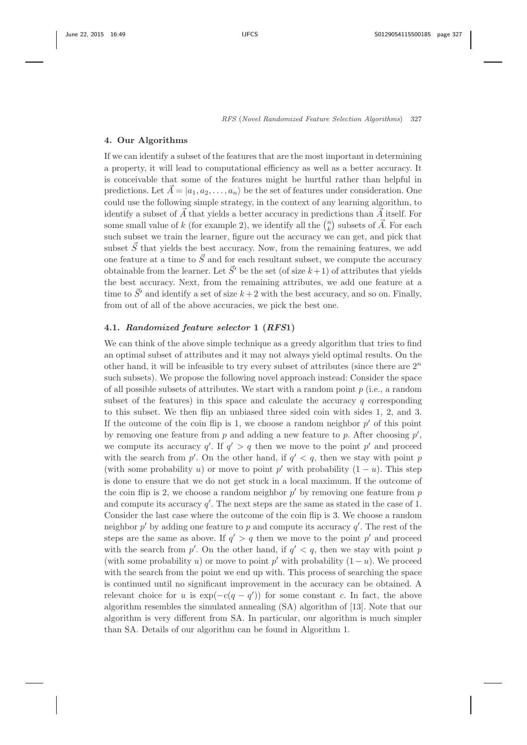## 4. Our Algorithms

If we can identify a subset of the features that are the most important in determining a property, it will lead to computational efficiency as well as a better accuracy. It is conceivable that some of the features might be hurtful rather than helpful in predictions. Let $\vec{A} = |a_1, a_2, \ldots, a_n\rangle$ be the set of features under consideration. One could use the following simple strategy, in the context of any learning algorithm, to identify a subset of $\vec{A}$ that yields a better accuracy in predictions than $\vec{A}$ itself. For some small value of $k$ (for example 2), we identify all the $\binom{n}{k}$ subsets of $\vec{A}$. For each such subset we train the learner, figure out the accuracy we can get, and pick that subset $\vec{S}$ that yields the best accuracy. Now, from the remaining features, we add one feature at a time to $\vec{S}$ and for each resultant subset, we compute the accuracy obtainable from the learner. Let $\vec{S}'$ be the set (of size $k+1$) of attributes that yields the best accuracy. Next, from the remaining attributes, we add one feature at a time to $\vec{S}'$ and identify a set of size $k+2$ with the best accuracy, and so on. Finally, from out of all of the above accuracies, we pick the best one.

### 4.1. *Randomized feature selector 1 (RFS1)*

We can think of the above simple technique as a greedy algorithm that tries to find an optimal subset of attributes and it may not always yield optimal results. On the other hand, it will be infeasible to try every subset of attributes (since there are $2^n$ such subsets). We propose the following novel approach instead: Consider the space of all possible subsets of attributes. We start with a random point $p$ (i.e., a random subset of the features) in this space and calculate the accuracy $q$ corresponding to this subset. We then flip an unbiased three sided coin with sides 1, 2, and 3. If the outcome of the coin flip is 1, we choose a random neighbor $p'$ of this point by removing one feature from $p$ and adding a new feature to $p$. After choosing $p'$, we compute its accuracy $q'$. If $q' > q$ then we move to the point $p'$ and proceed with the search from $p'$. On the other hand, if $q' < q$, then we stay with point $p$ (with some probability $u$) or move to point $p'$ with probability $(1 - u)$. This step is done to ensure that we do not get stuck in a local maximum. If the outcome of the coin flip is 2, we choose a random neighbor $p'$ by removing one feature from $p$ and compute its accuracy $q'$. The next steps are the same as stated in the case of 1. Consider the last case where the outcome of the coin flip is 3. We choose a random neighbor $p'$ by adding one feature to $p$ and compute its accuracy $q'$. The rest of the steps are the same as above. If $q' > q$ then we move to the point $p'$ and proceed with the search from $p'$. On the other hand, if $q' < q$, then we stay with point $p$ (with some probability $u$) or move to point $p'$ with probability $(1 - u)$. We proceed with the search from the point we end up with. This process of searching the space is continued until no significant improvement in the accuracy can be obtained. A relevant choice for $u$ is $\exp(-c(q - q'))$ for some constant $c$. In fact, the above algorithm resembles the simulated annealing (SA) algorithm of [13]. Note that our algorithm is very different from SA. In particular, our algorithm is much simpler than SA. Details of our algorithm can be found in Algorithm 1.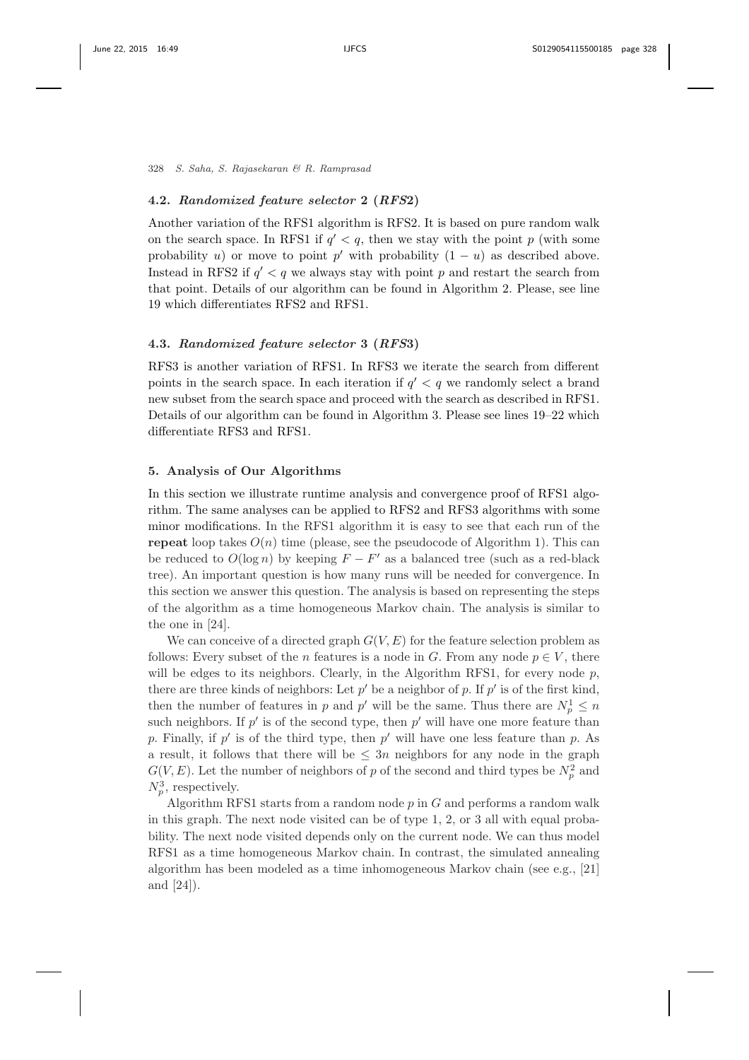### 4.2. *Randomized feature selector 2 (RFS2)*

Another variation of the RFS1 algorithm is RFS2. It is based on pure random walk on the search space. In RFS1 if $q' < q$, then we stay with the point $p$ (with some probability $u$) or move to point $p'$ with probability $(1 - u)$ as described above. Instead in RFS2 if $q' < q$ we always stay with point $p$ and restart the search from that point. Details of our algorithm can be found in Algorithm 2. Please, see line 19 which differentiates RFS2 and RFS1.

### 4.3. *Randomized feature selector 3 (RFS3)*

RFS3 is another variation of RFS1. In RFS3 we iterate the search from different points in the search space. In each iteration if $q' < q$ we randomly select a brand new subset from the search space and proceed with the search as described in RFS1. Details of our algorithm can be found in Algorithm 3. Please see lines 19–22 which differentiate RFS3 and RFS1.

## 5. Analysis of Our Algorithms

In this section we illustrate runtime analysis and convergence proof of RFS1 algorithm. The same analyses can be applied to RFS2 and RFS3 algorithms with some minor modifications. In the RFS1 algorithm it is easy to see that each run of the **repeat** loop takes $O(n)$ time (please, see the pseudocode of Algorithm 1). This can be reduced to $O(\log n)$ by keeping $F - F'$ as a balanced tree (such as a red-black tree). An important question is how many runs will be needed for convergence. In this section we answer this question. The analysis is based on representing the steps of the algorithm as a time homogeneous Markov chain. The analysis is similar to the one in [24].

We can conceive of a directed graph $G(V, E)$ for the feature selection problem as follows: Every subset of the $n$ features is a node in $G$. From any node $p \in V$, there will be edges to its neighbors. Clearly, in the Algorithm RFS1, for every node $p$, there are three kinds of neighbors: Let $p'$ be a neighbor of $p$. If $p'$ is of the first kind, then the number of features in $p$ and $p'$ will be the same. Thus there are $N_p^1 \leq n$ such neighbors. If $p'$ is of the second type, then $p'$ will have one more feature than $p$. Finally, if $p'$ is of the third type, then $p'$ will have one less feature than $p$. As a result, it follows that there will be $\leq 3n$ neighbors for any node in the graph $G(V, E)$. Let the number of neighbors of $p$ of the second and third types be $N_p^2$ and $N_p^3$, respectively.

Algorithm RFS1 starts from a random node $p$ in $G$ and performs a random walk in this graph. The next node visited can be of type 1, 2, or 3 all with equal probability. The next node visited depends only on the current node. We can thus model RFS1 as a time homogeneous Markov chain. In contrast, the simulated annealing algorithm has been modeled as a time inhomogeneous Markov chain (see e.g., [21] and [24]).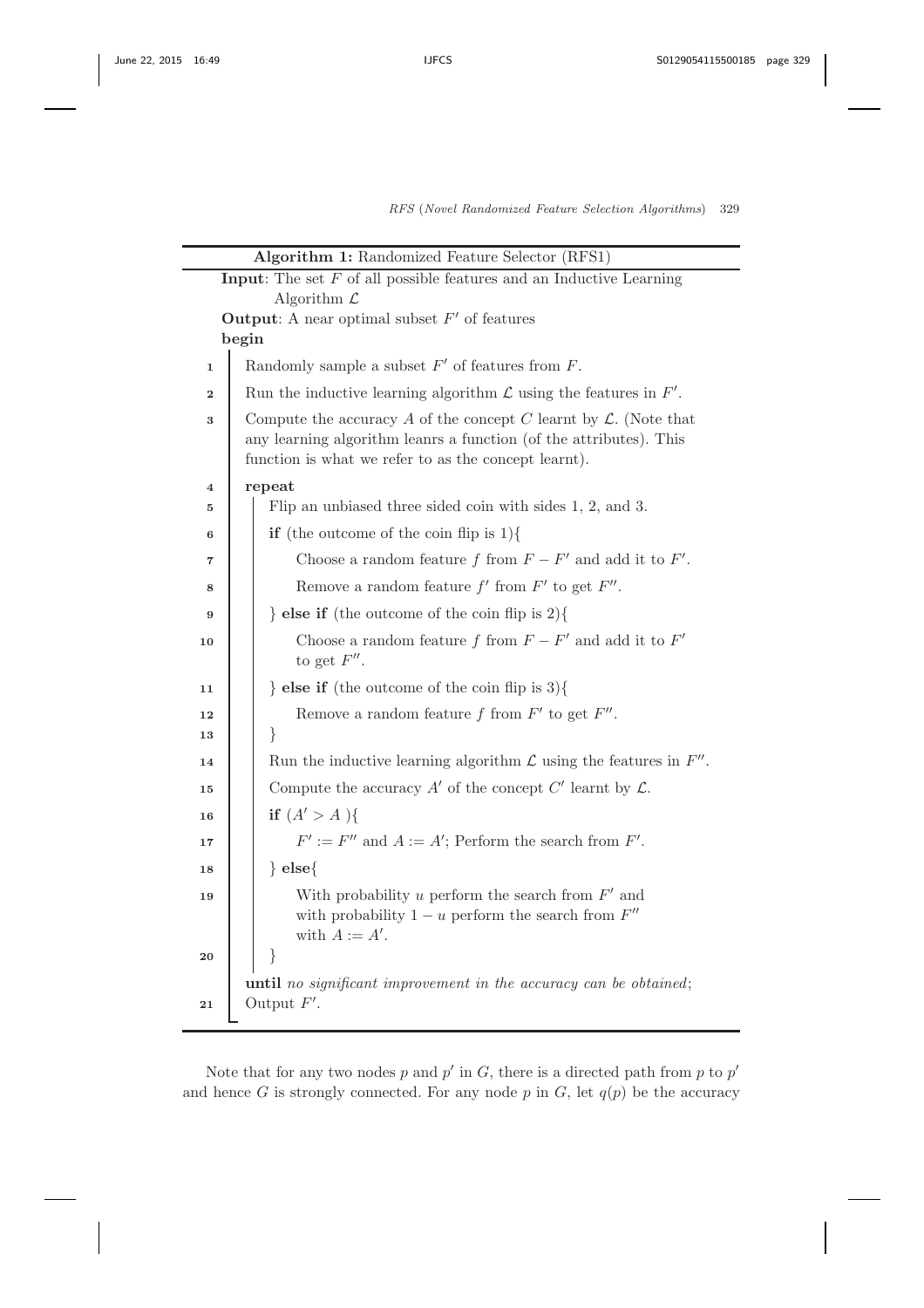**Algorithm 1:** Randomized Feature Selector (RFS1)

**Input**: The set $F$ of all possible features and an Inductive Learning Algorithm $\mathcal{L}$

**Output**: A near optimal subset $F'$ of features

```
begin
1    Randomly sample a subset F' of features from F.
2    Run the inductive learning algorithm L using the features in F'.
3    Compute the accuracy A of the concept C learnt by L. (Note that
     any learning algorithm leanrs a function (of the attributes). This
     function is what we refer to as the concept learnt).
4    repeat
5        Flip an unbiased three sided coin with sides 1, 2, and 3.
6        if (the outcome of the coin flip is 1){
7            Choose a random feature f from F − F' and add it to F'.
8            Remove a random feature f' from F' to get F''.
9        } else if (the outcome of the coin flip is 2){
10           Choose a random feature f from F − F' and add it to F'
             to get F''.
11       } else if (the outcome of the coin flip is 3){
12           Remove a random feature f from F' to get F''.
13       }
14       Run the inductive learning algorithm L using the features in F''.
15       Compute the accuracy A' of the concept C' learnt by L.
16       if (A' > A ){
17           F' := F'' and A := A'; Perform the search from F'.
18       } else{
19           With probability u perform the search from F' and
             with probability 1 − u perform the search from F''
             with A := A'.
20       }
     until no significant improvement in the accuracy can be obtained;
21   Output F'.
```

Note that for any two nodes $p$ and $p'$ in $G$, there is a directed path from $p$ to $p'$ and hence $G$ is strongly connected. For any node $p$ in $G$, let $q(p)$ be the accuracy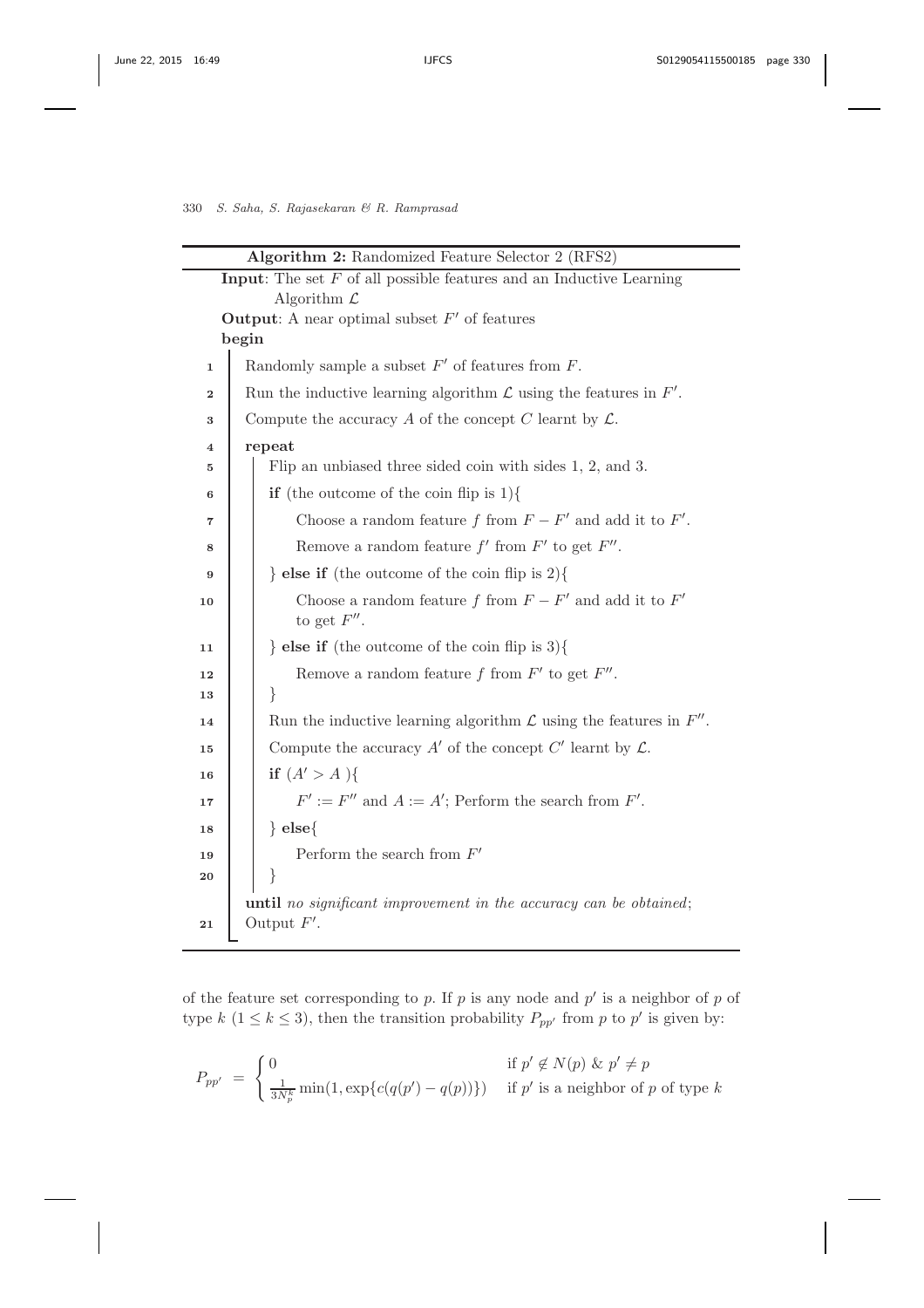**Algorithm 2:** Randomized Feature Selector 2 (RFS2)

```
Input: The set F of all possible features and an Inductive Learning
       Algorithm L
Output: A near optimal subset F' of features
begin
1    Randomly sample a subset F' of features from F.
2    Run the inductive learning algorithm L using the features in F'.
3    Compute the accuracy A of the concept C learnt by L.
4    repeat
5        Flip an unbiased three sided coin with sides 1, 2, and 3.
6        if (the outcome of the coin flip is 1){
7            Choose a random feature f from F − F' and add it to F'.
8            Remove a random feature f' from F' to get F''.
9        } else if (the outcome of the coin flip is 2){
10           Choose a random feature f from F − F' and add it to F'
             to get F''.
11       } else if (the outcome of the coin flip is 3){
12           Remove a random feature f from F' to get F''.
13       }
14       Run the inductive learning algorithm L using the features in F''.
15       Compute the accuracy A' of the concept C' learnt by L.
16       if (A' > A ){
17           F' := F'' and A := A'; Perform the search from F'.
18       } else{
19           Perform the search from F'
20       }
     until no significant improvement in the accuracy can be obtained;
21   Output F'.
```

of the feature set corresponding to $p$. If $p$ is any node and $p'$ is a neighbor of $p$ of type $k$ ($1 \leq k \leq 3$), then the transition probability $P_{pp'}$ from $p$ to $p'$ is given by:

$$P_{pp'} = \begin{cases} 0 & \text{if } p' \notin N(p) \ \& \ p' \neq p \\ \frac{1}{3N_p^k} \min(1, \exp\{c(q(p') - q(p))\}) & \text{if } p' \text{ is a neighbor of } p \text{ of type } k \end{cases}$$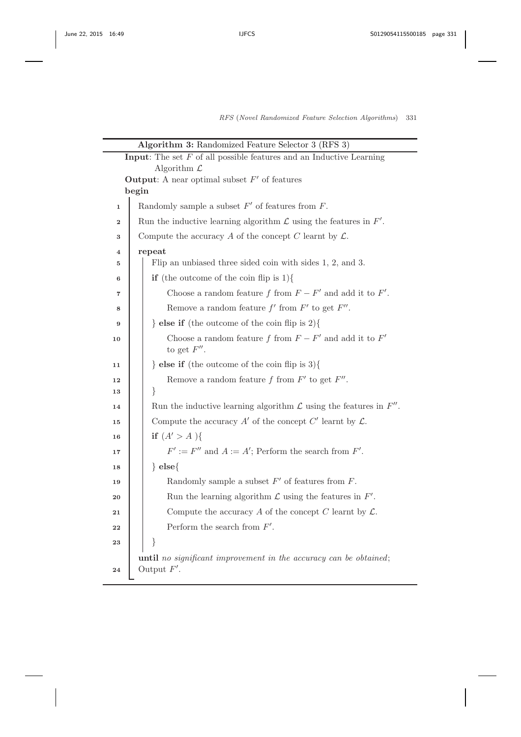**Algorithm 3:** Randomized Feature Selector 3 (RFS 3)

**Input**: The set $F$ of all possible features and an Inductive Learning Algorithm $\mathcal{L}$

**Output**: A near optimal subset $F'$ of features

**begin**

```
1   Randomly sample a subset F' of features from F.
2   Run the inductive learning algorithm L using the features in F'.
3   Compute the accuracy A of the concept C learnt by L.
4   repeat
5       Flip an unbiased three sided coin with sides 1, 2, and 3.
6       if (the outcome of the coin flip is 1){
7           Choose a random feature f from F − F' and add it to F'.
8           Remove a random feature f' from F' to get F''.
9       } else if (the outcome of the coin flip is 2){
10          Choose a random feature f from F − F' and add it to F'
            to get F''.
11      } else if (the outcome of the coin flip is 3){
12          Remove a random feature f from F' to get F''.
13      }
14      Run the inductive learning algorithm L using the features in F''.
15      Compute the accuracy A' of the concept C' learnt by L.
16      if (A' > A ){
17          F' := F'' and A := A'; Perform the search from F'.
18      } else{
19          Randomly sample a subset F' of features from F.
20          Run the learning algorithm L using the features in F'.
21          Compute the accuracy A of the concept C learnt by L.
22          Perform the search from F'.
23      }
    until no significant improvement in the accuracy can be obtained;
24  Output F'.
```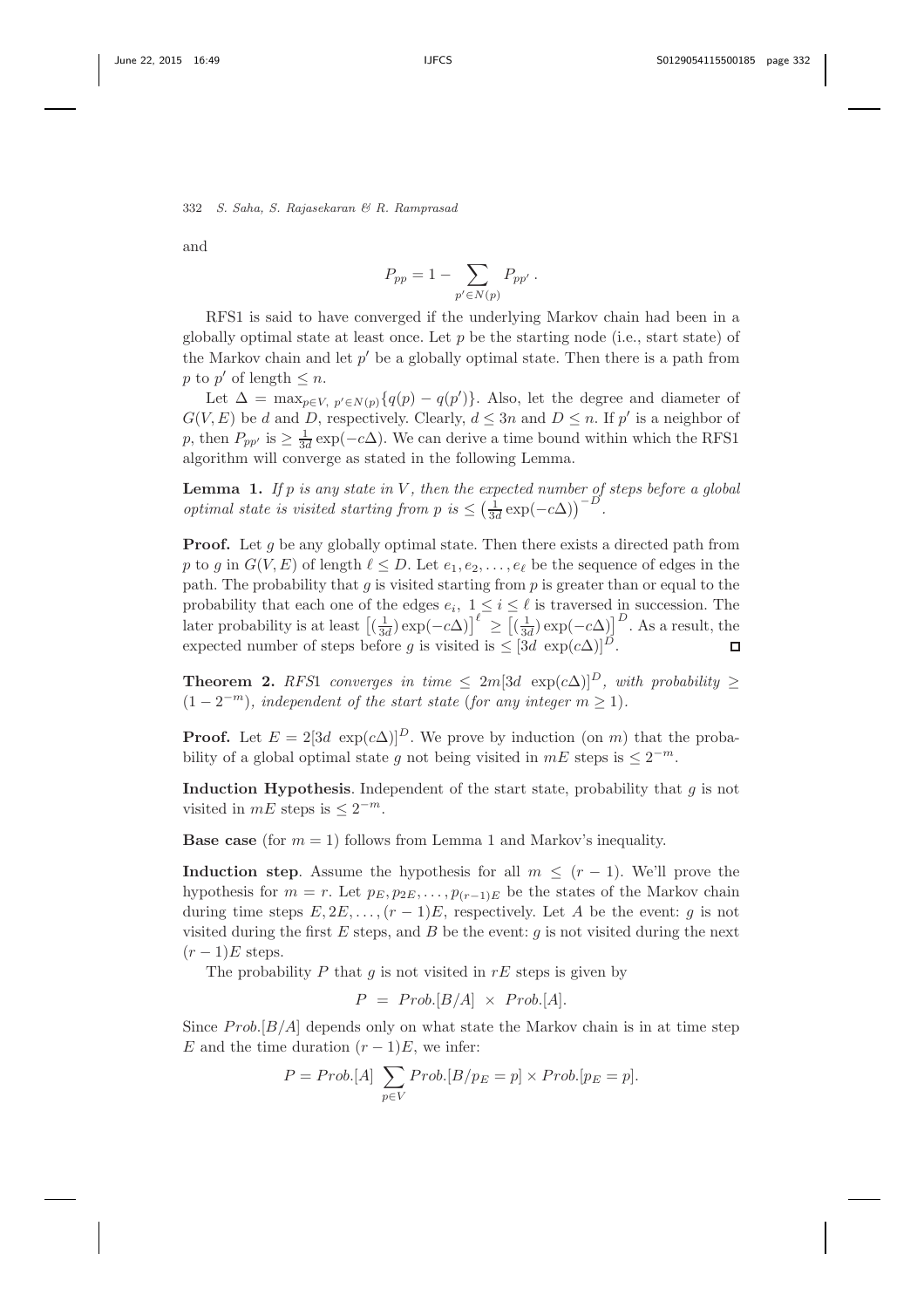and

$$P_{pp} = 1 - \sum_{p' \in N(p)} P_{pp'} .$$

RFS1 is said to have converged if the underlying Markov chain had been in a globally optimal state at least once. Let $p$ be the starting node (i.e., start state) of the Markov chain and let $p'$ be a globally optimal state. Then there is a path from $p$ to $p'$ of length $\leq n$.

Let $\Delta = \max_{p \in V,\ p' \in N(p)} \{q(p) - q(p')\}$. Also, let the degree and diameter of $G(V, E)$ be $d$ and $D$, respectively. Clearly, $d \leq 3n$ and $D \leq n$. If $p'$ is a neighbor of $p$, then $P_{pp'}$ is $\geq \frac{1}{3d} \exp(-c\Delta)$. We can derive a time bound within which the RFS1 algorithm will converge as stated in the following Lemma.

**Lemma 1.** *If $p$ is any state in $V$, then the expected number of steps before a global optimal state is visited starting from $p$ is $\leq \left(\frac{1}{3d} \exp(-c\Delta)\right)^{-D}$.*

**Proof.** Let $g$ be any globally optimal state. Then there exists a directed path from $p$ to $g$ in $G(V, E)$ of length $\ell \leq D$. Let $e_1, e_2, \ldots, e_\ell$ be the sequence of edges in the path. The probability that $g$ is visited starting from $p$ is greater than or equal to the probability that each one of the edges $e_i$, $1 \leq i \leq \ell$ is traversed in succession. The later probability is at least $\left[(\frac{1}{3d}) \exp(-c\Delta)\right]^{\ell} \geq \left[(\frac{1}{3d}) \exp(-c\Delta)\right]^{D}$. As a result, the expected number of steps before $g$ is visited is $\leq [3d\ \exp(c\Delta)]^D$. ◻

**Theorem 2.** *RFS1 converges in time $\leq 2m[3d\ \exp(c\Delta)]^D$, with probability $\geq (1 - 2^{-m})$, independent of the start state (for any integer $m \geq 1$).*

**Proof.** Let $E = 2[3d\ \exp(c\Delta)]^D$. We prove by induction (on $m$) that the probability of a global optimal state $g$ not being visited in $mE$ steps is $\leq 2^{-m}$.

**Induction Hypothesis**. Independent of the start state, probability that $g$ is not visited in $mE$ steps is $\leq 2^{-m}$.

**Base case** (for $m = 1$) follows from Lemma 1 and Markov's inequality.

**Induction step**. Assume the hypothesis for all $m \leq (r - 1)$. We'll prove the hypothesis for $m = r$. Let $p_E, p_{2E}, \ldots, p_{(r-1)E}$ be the states of the Markov chain during time steps $E, 2E, \ldots, (r - 1)E$, respectively. Let $A$ be the event: $g$ is not visited during the first $E$ steps, and $B$ be the event: $g$ is not visited during the next $(r - 1)E$ steps.

The probability $P$ that $g$ is not visited in $rE$ steps is given by

$$P = Prob.[B/A] \times Prob.[A].$$

Since $Prob.[B/A]$ depends only on what state the Markov chain is in at time step $E$ and the time duration $(r - 1)E$, we infer:

$$P = Prob.[A] \sum_{p \in V} Prob.[B/p_E = p] \times Prob.[p_E = p].$$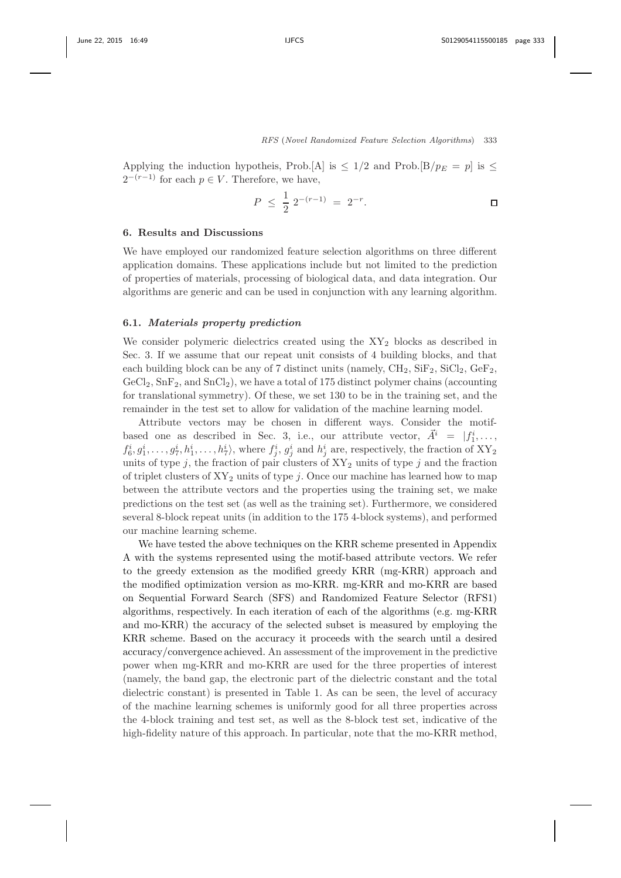Applying the induction hypotheis, Prob.[A] is $\leq 1/2$ and Prob.[B/$p_E = p$] is $\leq 2^{-(r-1)}$ for each $p \in V$. Therefore, we have,

$$P \leq \frac{1}{2}\, 2^{-(r-1)} = 2^{-r}. \qquad \square$$

## 6. Results and Discussions

We have employed our randomized feature selection algorithms on three different application domains. These applications include but not limited to the prediction of properties of materials, processing of biological data, and data integration. Our algorithms are generic and can be used in conjunction with any learning algorithm.

### 6.1. *Materials property prediction*

We consider polymeric dielectrics created using the $XY_2$ blocks as described in Sec. 3. If we assume that our repeat unit consists of 4 building blocks, and that each building block can be any of 7 distinct units (namely, $CH_2$, $SiF_2$, $SiCl_2$, $GeF_2$, $GeCl_2$, $SnF_2$, and $SnCl_2$), we have a total of 175 distinct polymer chains (accounting for translational symmetry). Of these, we set 130 to be in the training set, and the remainder in the test set to allow for validation of the machine learning model.

Attribute vectors may be chosen in different ways. Consider the motif-based one as described in Sec. 3, i.e., our attribute vector, $\vec{A^i} = |f_1^i, \ldots, f_6^i, g_1^i, \ldots, g_7^i, h_1^i, \ldots, h_7^i\rangle$, where $f_j^i$, $g_j^i$ and $h_j^i$ are, respectively, the fraction of $XY_2$ units of type $j$, the fraction of pair clusters of $XY_2$ units of type $j$ and the fraction of triplet clusters of $XY_2$ units of type $j$. Once our machine has learned how to map between the attribute vectors and the properties using the training set, we make predictions on the test set (as well as the training set). Furthermore, we considered several 8-block repeat units (in addition to the 175 4-block systems), and performed our machine learning scheme.

We have tested the above techniques on the KRR scheme presented in Appendix A with the systems represented using the motif-based attribute vectors. We refer to the greedy extension as the modified greedy KRR (mg-KRR) approach and the modified optimization version as mo-KRR. mg-KRR and mo-KRR are based on Sequential Forward Search (SFS) and Randomized Feature Selector (RFS1) algorithms, respectively. In each iteration of each of the algorithms (e.g. mg-KRR and mo-KRR) the accuracy of the selected subset is measured by employing the KRR scheme. Based on the accuracy it proceeds with the search until a desired accuracy/convergence achieved. An assessment of the improvement in the predictive power when mg-KRR and mo-KRR are used for the three properties of interest (namely, the band gap, the electronic part of the dielectric constant and the total dielectric constant) is presented in Table 1. As can be seen, the level of accuracy of the machine learning schemes is uniformly good for all three properties across the 4-block training and test set, as well as the 8-block test set, indicative of the high-fidelity nature of this approach. In particular, note that the mo-KRR method,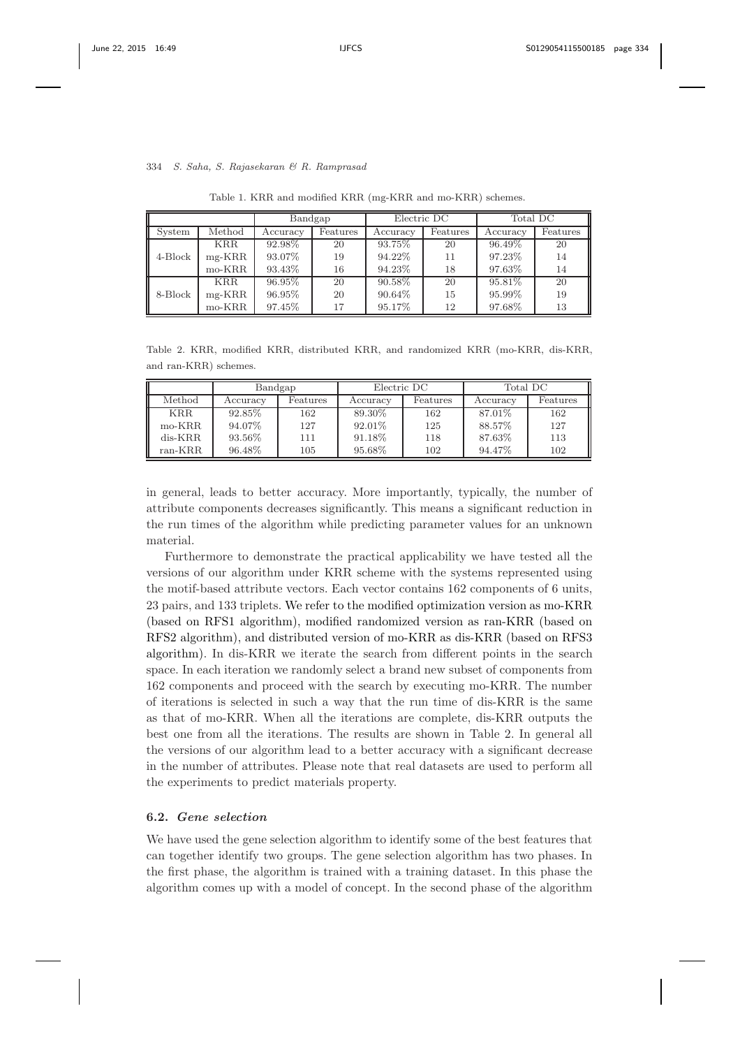Table 1. KRR and modified KRR (mg-KRR and mo-KRR) schemes.

| | | Bandgap | | Electric DC | | Total DC | |
|---|---|---|---|---|---|---|---|
| System | Method | Accuracy | Features | Accuracy | Features | Accuracy | Features |
| 4-Block | KRR | 92.98% | 20 | 93.75% | 20 | 96.49% | 20 |
| | mg-KRR | 93.07% | 19 | 94.22% | 11 | 97.23% | 14 |
| | mo-KRR | 93.43% | 16 | 94.23% | 18 | 97.63% | 14 |
| 8-Block | KRR | 96.95% | 20 | 90.58% | 20 | 95.81% | 20 |
| | mg-KRR | 96.95% | 20 | 90.64% | 15 | 95.99% | 19 |
| | mo-KRR | 97.45% | 17 | 95.17% | 12 | 97.68% | 13 |

Table 2. KRR, modified KRR, distributed KRR, and randomized KRR (mo-KRR, dis-KRR, and ran-KRR) schemes.

| | Bandgap | | Electric DC | | Total DC | |
|---|---|---|---|---|---|---|
| Method | Accuracy | Features | Accuracy | Features | Accuracy | Features |
| KRR | 92.85% | 162 | 89.30% | 162 | 87.01% | 162 |
| mo-KRR | 94.07% | 127 | 92.01% | 125 | 88.57% | 127 |
| dis-KRR | 93.56% | 111 | 91.18% | 118 | 87.63% | 113 |
| ran-KRR | 96.48% | 105 | 95.68% | 102 | 94.47% | 102 |

in general, leads to better accuracy. More importantly, typically, the number of attribute components decreases significantly. This means a significant reduction in the run times of the algorithm while predicting parameter values for an unknown material.

Furthermore to demonstrate the practical applicability we have tested all the versions of our algorithm under KRR scheme with the systems represented using the motif-based attribute vectors. Each vector contains 162 components of 6 units, 23 pairs, and 133 triplets. We refer to the modified optimization version as mo-KRR (based on RFS1 algorithm), modified randomized version as ran-KRR (based on RFS2 algorithm), and distributed version of mo-KRR as dis-KRR (based on RFS3 algorithm). In dis-KRR we iterate the search from different points in the search space. In each iteration we randomly select a brand new subset of components from 162 components and proceed with the search by executing mo-KRR. The number of iterations is selected in such a way that the run time of dis-KRR is the same as that of mo-KRR. When all the iterations are complete, dis-KRR outputs the best one from all the iterations. The results are shown in Table 2. In general all the versions of our algorithm lead to a better accuracy with a significant decrease in the number of attributes. Please note that real datasets are used to perform all the experiments to predict materials property.

### 6.2. *Gene selection*

We have used the gene selection algorithm to identify some of the best features that can together identify two groups. The gene selection algorithm has two phases. In the first phase, the algorithm is trained with a training dataset. In this phase the algorithm comes up with a model of concept. In the second phase of the algorithm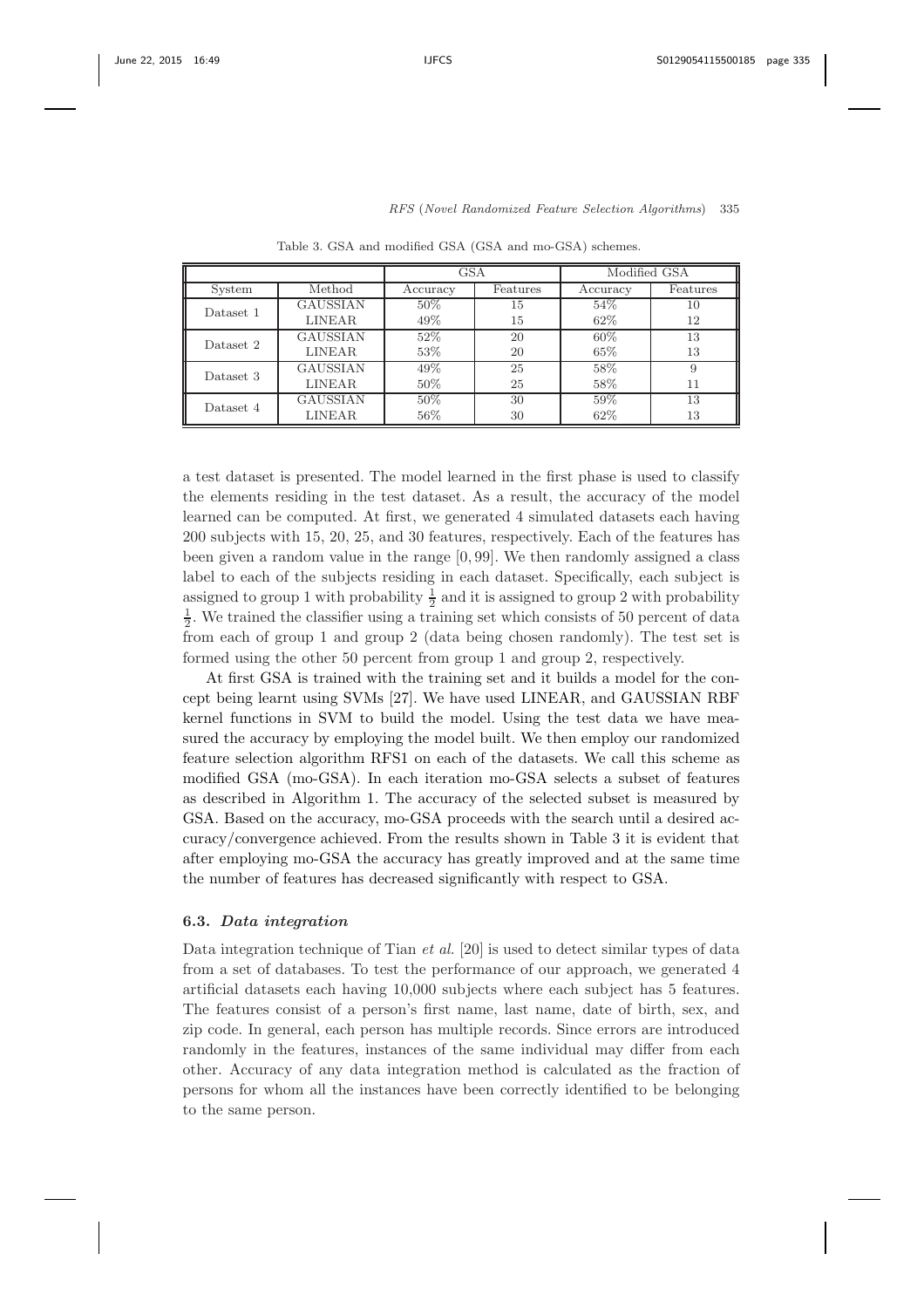Table 3. GSA and modified GSA (GSA and mo-GSA) schemes.

| | | GSA | | Modified GSA | |
|---|---|---|---|---|---|
| System | Method | Accuracy | Features | Accuracy | Features |
| Dataset 1 | GAUSSIAN | 50% | 15 | 54% | 10 |
| | LINEAR | 49% | 15 | 62% | 12 |
| Dataset 2 | GAUSSIAN | 52% | 20 | 60% | 13 |
| | LINEAR | 53% | 20 | 65% | 13 |
| Dataset 3 | GAUSSIAN | 49% | 25 | 58% | 9 |
| | LINEAR | 50% | 25 | 58% | 11 |
| Dataset 4 | GAUSSIAN | 50% | 30 | 59% | 13 |
| | LINEAR | 56% | 30 | 62% | 13 |

a test dataset is presented. The model learned in the first phase is used to classify the elements residing in the test dataset. As a result, the accuracy of the model learned can be computed. At first, we generated 4 simulated datasets each having 200 subjects with 15, 20, 25, and 30 features, respectively. Each of the features has been given a random value in the range $[0, 99]$. We then randomly assigned a class label to each of the subjects residing in each dataset. Specifically, each subject is assigned to group 1 with probability $\frac{1}{2}$ and it is assigned to group 2 with probability $\frac{1}{2}$. We trained the classifier using a training set which consists of 50 percent of data from each of group 1 and group 2 (data being chosen randomly). The test set is formed using the other 50 percent from group 1 and group 2, respectively.

At first GSA is trained with the training set and it builds a model for the concept being learnt using SVMs [27]. We have used LINEAR, and GAUSSIAN RBF kernel functions in SVM to build the model. Using the test data we have measured the accuracy by employing the model built. We then employ our randomized feature selection algorithm RFS1 on each of the datasets. We call this scheme as modified GSA (mo-GSA). In each iteration mo-GSA selects a subset of features as described in Algorithm 1. The accuracy of the selected subset is measured by GSA. Based on the accuracy, mo-GSA proceeds with the search until a desired accuracy/convergence achieved. From the results shown in Table 3 it is evident that after employing mo-GSA the accuracy has greatly improved and at the same time the number of features has decreased significantly with respect to GSA.

### 6.3. *Data integration*

Data integration technique of Tian *et al.* [20] is used to detect similar types of data from a set of databases. To test the performance of our approach, we generated 4 artificial datasets each having 10,000 subjects where each subject has 5 features. The features consist of a person's first name, last name, date of birth, sex, and zip code. In general, each person has multiple records. Since errors are introduced randomly in the features, instances of the same individual may differ from each other. Accuracy of any data integration method is calculated as the fraction of persons for whom all the instances have been correctly identified to be belonging to the same person.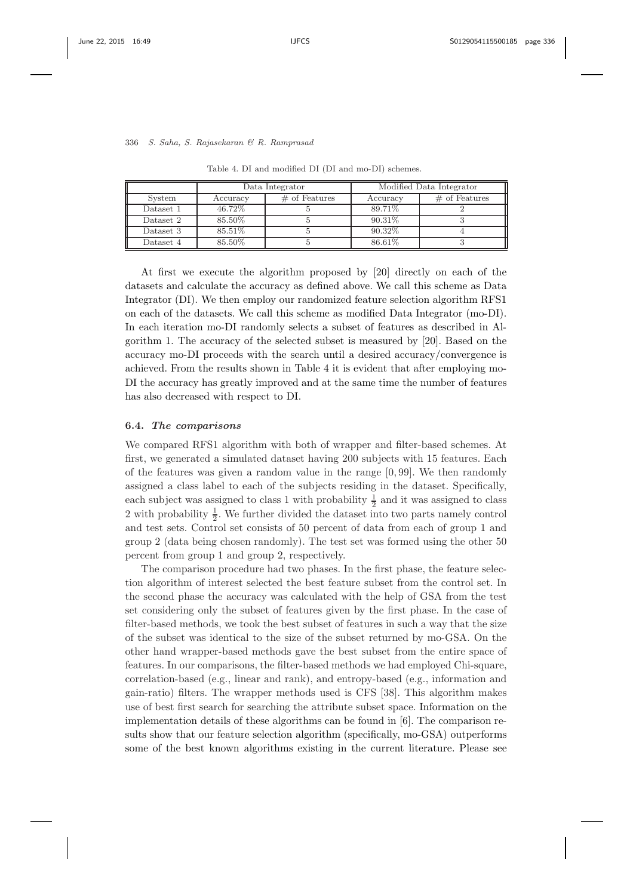Table 4. DI and modified DI (DI and mo-DI) schemes.

| | Data Integrator | | Modified Data Integrator | |
|---|---|---|---|---|
| System | Accuracy | # of Features | Accuracy | # of Features |
| Dataset 1 | 46.72% | 5 | 89.71% | 2 |
| Dataset 2 | 85.50% | 5 | 90.31% | 3 |
| Dataset 3 | 85.51% | 5 | 90.32% | 4 |
| Dataset 4 | 85.50% | 5 | 86.61% | 3 |

At first we execute the algorithm proposed by [20] directly on each of the datasets and calculate the accuracy as defined above. We call this scheme as Data Integrator (DI). We then employ our randomized feature selection algorithm RFS1 on each of the datasets. We call this scheme as modified Data Integrator (mo-DI). In each iteration mo-DI randomly selects a subset of features as described in Algorithm 1. The accuracy of the selected subset is measured by [20]. Based on the accuracy mo-DI proceeds with the search until a desired accuracy/convergence is achieved. From the results shown in Table 4 it is evident that after employing mo-DI the accuracy has greatly improved and at the same time the number of features has also decreased with respect to DI.

### 6.4. *The comparisons*

We compared RFS1 algorithm with both of wrapper and filter-based schemes. At first, we generated a simulated dataset having 200 subjects with 15 features. Each of the features was given a random value in the range $[0, 99]$. We then randomly assigned a class label to each of the subjects residing in the dataset. Specifically, each subject was assigned to class 1 with probability $\frac{1}{2}$ and it was assigned to class 2 with probability $\frac{1}{2}$. We further divided the dataset into two parts namely control and test sets. Control set consists of 50 percent of data from each of group 1 and group 2 (data being chosen randomly). The test set was formed using the other 50 percent from group 1 and group 2, respectively.

The comparison procedure had two phases. In the first phase, the feature selection algorithm of interest selected the best feature subset from the control set. In the second phase the accuracy was calculated with the help of GSA from the test set considering only the subset of features given by the first phase. In the case of filter-based methods, we took the best subset of features in such a way that the size of the subset was identical to the size of the subset returned by mo-GSA. On the other hand wrapper-based methods gave the best subset from the entire space of features. In our comparisons, the filter-based methods we had employed Chi-square, correlation-based (e.g., linear and rank), and entropy-based (e.g., information and gain-ratio) filters. The wrapper methods used is CFS [38]. This algorithm makes use of best first search for searching the attribute subset space. Information on the implementation details of these algorithms can be found in [6]. The comparison results show that our feature selection algorithm (specifically, mo-GSA) outperforms some of the best known algorithms existing in the current literature. Please see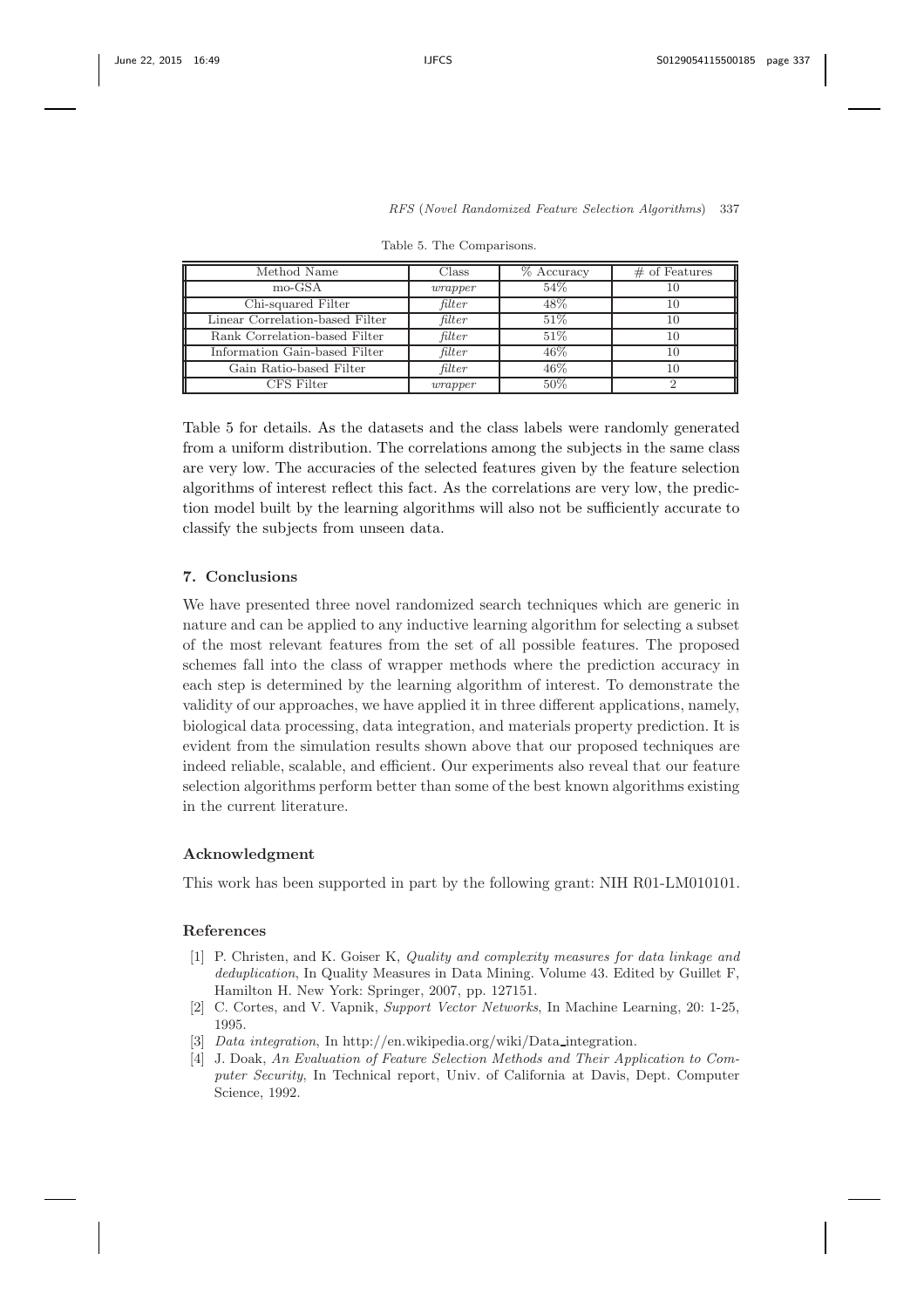Table 5. The Comparisons.

| Method Name | Class | % Accuracy | # of Features |
|---|---|---|---|
| mo-GSA | *wrapper* | 54% | 10 |
| Chi-squared Filter | *filter* | 48% | 10 |
| Linear Correlation-based Filter | *filter* | 51% | 10 |
| Rank Correlation-based Filter | *filter* | 51% | 10 |
| Information Gain-based Filter | *filter* | 46% | 10 |
| Gain Ratio-based Filter | *filter* | 46% | 10 |
| CFS Filter | *wrapper* | 50% | 2 |

Table 5 for details. As the datasets and the class labels were randomly generated from a uniform distribution. The correlations among the subjects in the same class are very low. The accuracies of the selected features given by the feature selection algorithms of interest reflect this fact. As the correlations are very low, the prediction model built by the learning algorithms will also not be sufficiently accurate to classify the subjects from unseen data.

## 7. Conclusions

We have presented three novel randomized search techniques which are generic in nature and can be applied to any inductive learning algorithm for selecting a subset of the most relevant features from the set of all possible features. The proposed schemes fall into the class of wrapper methods where the prediction accuracy in each step is determined by the learning algorithm of interest. To demonstrate the validity of our approaches, we have applied it in three different applications, namely, biological data processing, data integration, and materials property prediction. It is evident from the simulation results shown above that our proposed techniques are indeed reliable, scalable, and efficient. Our experiments also reveal that our feature selection algorithms perform better than some of the best known algorithms existing in the current literature.

## Acknowledgment

This work has been supported in part by the following grant: NIH R01-LM010101.

## References

[1] P. Christen, and K. Goiser K, *Quality and complexity measures for data linkage and deduplication*, In Quality Measures in Data Mining. Volume 43. Edited by Guillet F, Hamilton H. New York: Springer, 2007, pp. 127151.

[2] C. Cortes, and V. Vapnik, *Support Vector Networks*, In Machine Learning, 20: 1-25, 1995.

[3] *Data integration*, In http://en.wikipedia.org/wiki/Data_integration.

[4] J. Doak, *An Evaluation of Feature Selection Methods and Their Application to Computer Security*, In Technical report, Univ. of California at Davis, Dept. Computer Science, 1992.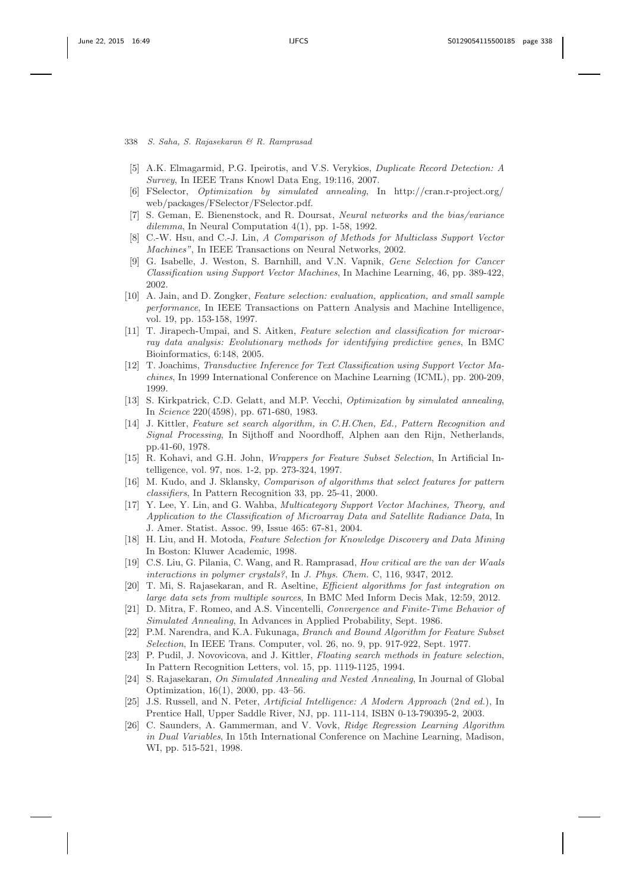- [5] A.K. Elmagarmid, P.G. Ipeirotis, and V.S. Verykios, *Duplicate Record Detection: A Survey*, In IEEE Trans Knowl Data Eng, 19:116, 2007.
- [6] FSelector, *Optimization by simulated annealing*, In http://cran.r-project.org/web/packages/FSelector/FSelector.pdf.
- [7] S. Geman, E. Bienenstock, and R. Doursat, *Neural networks and the bias/variance dilemma*, In Neural Computation 4(1), pp. 1-58, 1992.
- [8] C.-W. Hsu, and C.-J. Lin, *A Comparison of Methods for Multiclass Support Vector Machines"*, In IEEE Transactions on Neural Networks, 2002.
- [9] G. Isabelle, J. Weston, S. Barnhill, and V.N. Vapnik, *Gene Selection for Cancer Classification using Support Vector Machines*, In Machine Learning, 46, pp. 389-422, 2002.
- [10] A. Jain, and D. Zongker, *Feature selection: evaluation, application, and small sample performance*, In IEEE Transactions on Pattern Analysis and Machine Intelligence, vol. 19, pp. 153-158, 1997.
- [11] T. Jirapech-Umpai, and S. Aitken, *Feature selection and classification for microarray data analysis: Evolutionary methods for identifying predictive genes*, In BMC Bioinformatics, 6:148, 2005.
- [12] T. Joachims, *Transductive Inference for Text Classification using Support Vector Machines*, In 1999 International Conference on Machine Learning (ICML), pp. 200-209, 1999.
- [13] S. Kirkpatrick, C.D. Gelatt, and M.P. Vecchi, *Optimization by simulated annealing*, In *Science* 220(4598), pp. 671-680, 1983.
- [14] J. Kittler, *Feature set search algorithm, in C.H.Chen, Ed., Pattern Recognition and Signal Processing*, In Sijthoff and Noordhoff, Alphen aan den Rijn, Netherlands, pp.41-60, 1978.
- [15] R. Kohavi, and G.H. John, *Wrappers for Feature Subset Selection*, In Artificial Intelligence, vol. 97, nos. 1-2, pp. 273-324, 1997.
- [16] M. Kudo, and J. Sklansky, *Comparison of algorithms that select features for pattern classifiers*, In Pattern Recognition 33, pp. 25-41, 2000.
- [17] Y. Lee, Y. Lin, and G. Wahba, *Multicategory Support Vector Machines, Theory, and Application to the Classification of Microarray Data and Satellite Radiance Data*, In J. Amer. Statist. Assoc. 99, Issue 465: 67-81, 2004.
- [18] H. Liu, and H. Motoda, *Feature Selection for Knowledge Discovery and Data Mining* In Boston: Kluwer Academic, 1998.
- [19] C.S. Liu, G. Pilania, C. Wang, and R. Ramprasad, *How critical are the van der Waals interactions in polymer crystals?*, In *J. Phys. Chem.* C, 116, 9347, 2012.
- [20] T. Mi, S. Rajasekaran, and R. Aseltine, *Efficient algorithms for fast integration on large data sets from multiple sources*, In BMC Med Inform Decis Mak, 12:59, 2012.
- [21] D. Mitra, F. Romeo, and A.S. Vincentelli, *Convergence and Finite-Time Behavior of Simulated Annealing*, In Advances in Applied Probability, Sept. 1986.
- [22] P.M. Narendra, and K.A. Fukunaga, *Branch and Bound Algorithm for Feature Subset Selection*, In IEEE Trans. Computer, vol. 26, no. 9, pp. 917-922, Sept. 1977.
- [23] P. Pudil, J. Novovicova, and J. Kittler, *Floating search methods in feature selection*, In Pattern Recognition Letters, vol. 15, pp. 1119-1125, 1994.
- [24] S. Rajasekaran, *On Simulated Annealing and Nested Annealing*, In Journal of Global Optimization, 16(1), 2000, pp. 43–56.
- [25] J.S. Russell, and N. Peter, *Artificial Intelligence: A Modern Approach* (2nd ed.), In Prentice Hall, Upper Saddle River, NJ, pp. 111-114, ISBN 0-13-790395-2, 2003.
- [26] C. Saunders, A. Gammerman, and V. Vovk, *Ridge Regression Learning Algorithm in Dual Variables*, In 15th International Conference on Machine Learning, Madison, WI, pp. 515-521, 1998.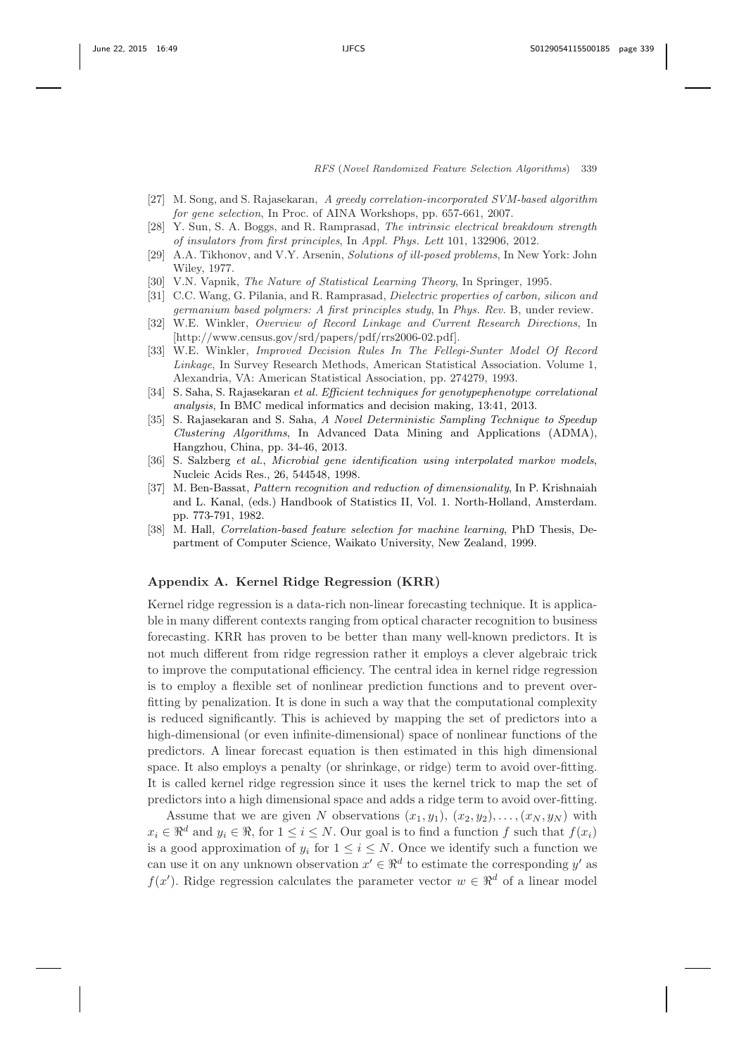[27] M. Song, and S. Rajasekaran, *A greedy correlation-incorporated SVM-based algorithm for gene selection*, In Proc. of AINA Workshops, pp. 657-661, 2007.

[28] Y. Sun, S. A. Boggs, and R. Ramprasad, *The intrinsic electrical breakdown strength of insulators from first principles*, In *Appl. Phys. Lett* 101, 132906, 2012.

[29] A.A. Tikhonov, and V.Y. Arsenin, *Solutions of ill-posed problems*, In New York: John Wiley, 1977.

[30] V.N. Vapnik, *The Nature of Statistical Learning Theory*, In Springer, 1995.

[31] C.C. Wang, G. Pilania, and R. Ramprasad, *Dielectric properties of carbon, silicon and germanium based polymers: A first principles study*, In *Phys. Rev.* B, under review.

[32] W.E. Winkler, *Overview of Record Linkage and Current Research Directions*, In [http://www.census.gov/srd/papers/pdf/rrs2006-02.pdf].

[33] W.E. Winkler, *Improved Decision Rules In The Fellegi-Sunter Model Of Record Linkage*, In Survey Research Methods, American Statistical Association. Volume 1, Alexandria, VA: American Statistical Association, pp. 274279, 1993.

[34] S. Saha, S. Rajasekaran *et al. Efficient techniques for genotypephenotype correlational analysis*, In BMC medical informatics and decision making, 13:41, 2013.

[35] S. Rajasekaran and S. Saha, *A Novel Deterministic Sampling Technique to Speedup Clustering Algorithms*, In Advanced Data Mining and Applications (ADMA), Hangzhou, China, pp. 34-46, 2013.

[36] S. Salzberg *et al.*, *Microbial gene identification using interpolated markov models*, Nucleic Acids Res., 26, 544548, 1998.

[37] M. Ben-Bassat, *Pattern recognition and reduction of dimensionality*, In P. Krishnaiah and L. Kanal, (eds.) Handbook of Statistics II, Vol. 1. North-Holland, Amsterdam. pp. 773-791, 1982.

[38] M. Hall, *Correlation-based feature selection for machine learning*, PhD Thesis, Department of Computer Science, Waikato University, New Zealand, 1999.

## Appendix A. Kernel Ridge Regression (KRR)

Kernel ridge regression is a data-rich non-linear forecasting technique. It is applicable in many different contexts ranging from optical character recognition to business forecasting. KRR has proven to be better than many well-known predictors. It is not much different from ridge regression rather it employs a clever algebraic trick to improve the computational efficiency. The central idea in kernel ridge regression is to employ a flexible set of nonlinear prediction functions and to prevent overfitting by penalization. It is done in such a way that the computational complexity is reduced significantly. This is achieved by mapping the set of predictors into a high-dimensional (or even infinite-dimensional) space of nonlinear functions of the predictors. A linear forecast equation is then estimated in this high dimensional space. It also employs a penalty (or shrinkage, or ridge) term to avoid over-fitting. It is called kernel ridge regression since it uses the kernel trick to map the set of predictors into a high dimensional space and adds a ridge term to avoid over-fitting.

Assume that we are given $N$ observations $(x_1, y_1), (x_2, y_2), \ldots, (x_N, y_N)$ with $x_i \in \Re^d$ and $y_i \in \Re$, for $1 \leq i \leq N$. Our goal is to find a function $f$ such that $f(x_i)$ is a good approximation of $y_i$ for $1 \leq i \leq N$. Once we identify such a function we can use it on any unknown observation $x' \in \Re^d$ to estimate the corresponding $y'$ as $f(x')$. Ridge regression calculates the parameter vector $w \in \Re^d$ of a linear model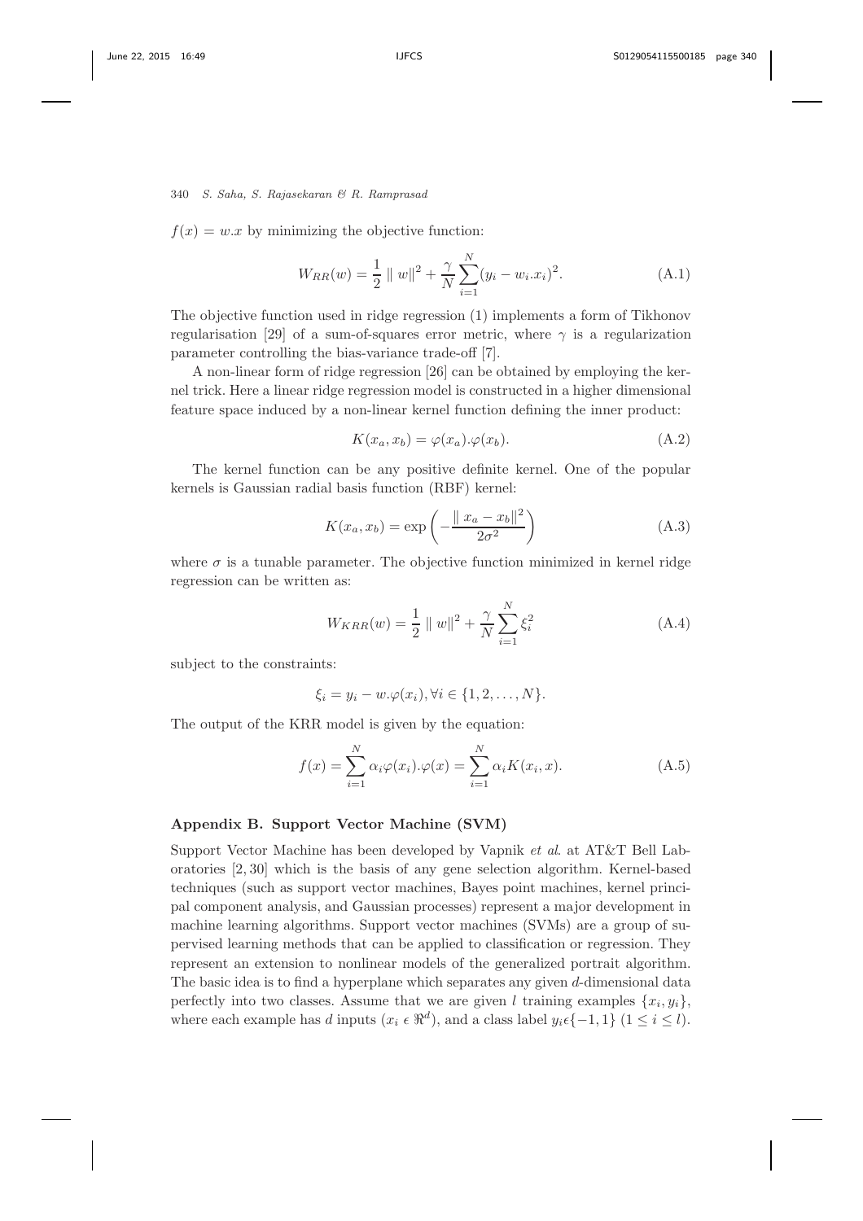$f(x) = w.x$ by minimizing the objective function:

$$W_{RR}(w) = \frac{1}{2} \parallel w\|^2 + \frac{\gamma}{N}\sum_{i=1}^{N}(y_i - w_i.x_i)^2. \tag{A.1}$$

The objective function used in ridge regression (1) implements a form of Tikhonov regularisation [29] of a sum-of-squares error metric, where $\gamma$ is a regularization parameter controlling the bias-variance trade-off [7].

A non-linear form of ridge regression [26] can be obtained by employing the kernel trick. Here a linear ridge regression model is constructed in a higher dimensional feature space induced by a non-linear kernel function defining the inner product:

$$K(x_a, x_b) = \varphi(x_a).\varphi(x_b). \tag{A.2}$$

The kernel function can be any positive definite kernel. One of the popular kernels is Gaussian radial basis function (RBF) kernel:

$$K(x_a, x_b) = \exp\left(-\frac{\parallel x_a - x_b\|^2}{2\sigma^2}\right) \tag{A.3}$$

where $\sigma$ is a tunable parameter. The objective function minimized in kernel ridge regression can be written as:

$$W_{KRR}(w) = \frac{1}{2} \parallel w\|^2 + \frac{\gamma}{N}\sum_{i=1}^{N}\xi_i^2 \tag{A.4}$$

subject to the constraints:

$$\xi_i = y_i - w.\varphi(x_i), \forall i \in \{1, 2, \ldots, N\}.$$

The output of the KRR model is given by the equation:

$$f(x) = \sum_{i=1}^{N}\alpha_i\varphi(x_i).\varphi(x) = \sum_{i=1}^{N}\alpha_i K(x_i, x). \tag{A.5}$$

## Appendix B. Support Vector Machine (SVM)

Support Vector Machine has been developed by Vapnik *et al.* at AT&T Bell Laboratories [2, 30] which is the basis of any gene selection algorithm. Kernel-based techniques (such as support vector machines, Bayes point machines, kernel principal component analysis, and Gaussian processes) represent a major development in machine learning algorithms. Support vector machines (SVMs) are a group of supervised learning methods that can be applied to classification or regression. They represent an extension to nonlinear models of the generalized portrait algorithm. The basic idea is to find a hyperplane which separates any given $d$-dimensional data perfectly into two classes. Assume that we are given $l$ training examples $\{x_i, y_i\}$, where each example has $d$ inputs ($x_i \, \epsilon \, \Re^d$), and a class label $y_i \epsilon \{-1, 1\}$ ($1 \leq i \leq l$).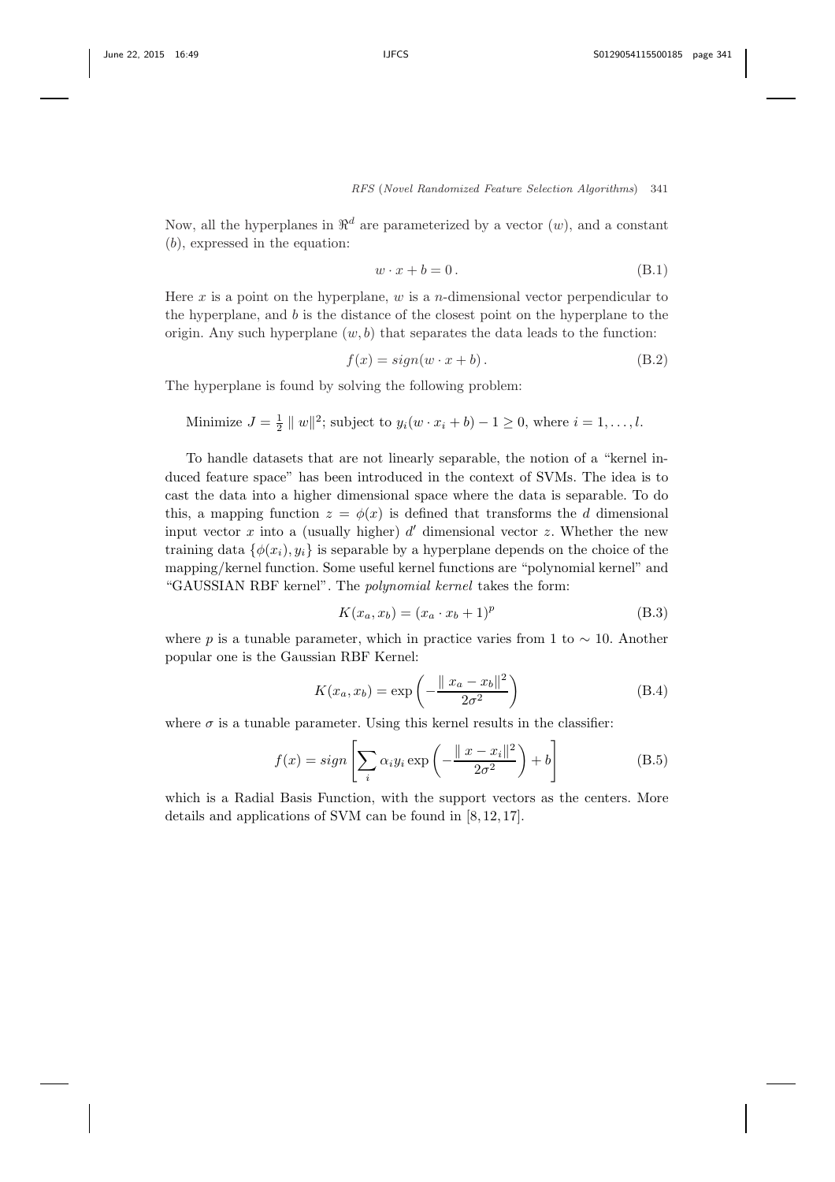Now, all the hyperplanes in $\Re^d$ are parameterized by a vector ($w$), and a constant ($b$), expressed in the equation:

$$w \cdot x + b = 0\,. \tag{B.1}$$

Here $x$ is a point on the hyperplane, $w$ is a $n$-dimensional vector perpendicular to the hyperplane, and $b$ is the distance of the closest point on the hyperplane to the origin. Any such hyperplane $(w, b)$ that separates the data leads to the function:

$$f(x) = sign(w \cdot x + b)\,. \tag{B.2}$$

The hyperplane is found by solving the following problem:

Minimize $J = \frac{1}{2} \parallel w \|^2$; subject to $y_i(w \cdot x_i + b) - 1 \geq 0$, where $i = 1, \ldots, l$.

To handle datasets that are not linearly separable, the notion of a "kernel induced feature space" has been introduced in the context of SVMs. The idea is to cast the data into a higher dimensional space where the data is separable. To do this, a mapping function $z = \phi(x)$ is defined that transforms the $d$ dimensional input vector $x$ into a (usually higher) $d'$ dimensional vector $z$. Whether the new training data $\{\phi(x_i), y_i\}$ is separable by a hyperplane depends on the choice of the mapping/kernel function. Some useful kernel functions are "polynomial kernel" and "GAUSSIAN RBF kernel". The *polynomial kernel* takes the form:

$$K(x_a, x_b) = (x_a \cdot x_b + 1)^p \tag{B.3}$$

where $p$ is a tunable parameter, which in practice varies from 1 to $\sim 10$. Another popular one is the Gaussian RBF Kernel:

$$K(x_a, x_b) = \exp\left(-\frac{\parallel x_a - x_b \|^2}{2\sigma^2}\right) \tag{B.4}$$

where $\sigma$ is a tunable parameter. Using this kernel results in the classifier:

$$f(x) = sign\left[\sum_i \alpha_i y_i \exp\left(-\frac{\parallel x - x_i \|^2}{2\sigma^2}\right) + b\right] \tag{B.5}$$

which is a Radial Basis Function, with the support vectors as the centers. More details and applications of SVM can be found in [8, 12, 17].